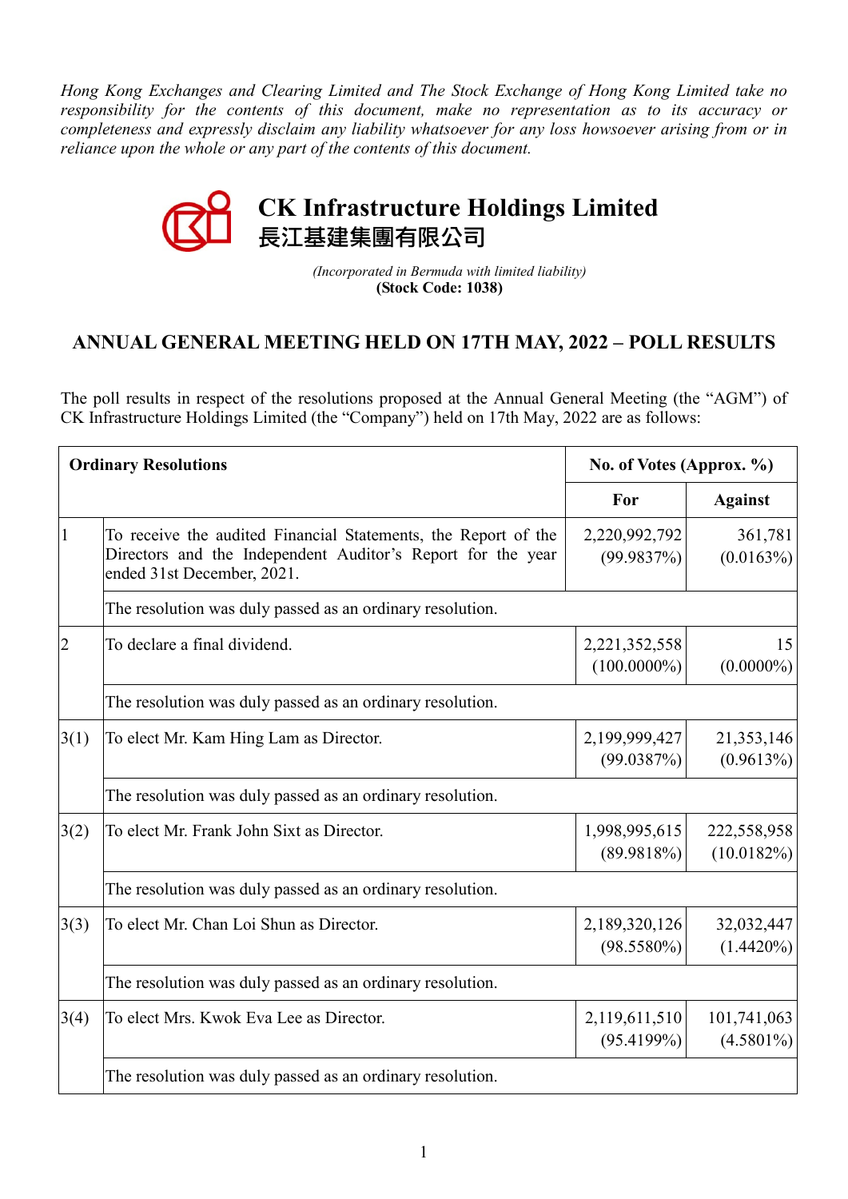*Hong Kong Exchanges and Clearing Limited and The Stock Exchange of Hong Kong Limited take no responsibility for the contents of this document, make no representation as to its accuracy or completeness and expressly disclaim any liability whatsoever for any loss howsoever arising from or in reliance upon the whole or any part of the contents of this document.*

# CK Infrastructure Holdings Limited
# 長江基建集團有限公司

*(Incorporated in Bermuda with limited liability)*
**(Stock Code: 1038)**

## ANNUAL GENERAL MEETING HELD ON 17TH MAY, 2022 – POLL RESULTS

The poll results in respect of the resolutions proposed at the Annual General Meeting (the "AGM") of CK Infrastructure Holdings Limited (the "Company") held on 17th May, 2022 are as follows:

| **Ordinary Resolutions** | | **No. of Votes (Approx. %)** | |
|---|---|---|---|
| | | **For** | **Against** |
| 1 | To receive the audited Financial Statements, the Report of the Directors and the Independent Auditor's Report for the year ended 31st December, 2021. | 2,220,992,792 (99.9837%) | 361,781 (0.0163%) |
| | The resolution was duly passed as an ordinary resolution. | | |
| 2 | To declare a final dividend. | 2,221,352,558 (100.0000%) | 15 (0.0000%) |
| | The resolution was duly passed as an ordinary resolution. | | |
| 3(1) | To elect Mr. Kam Hing Lam as Director. | 2,199,999,427 (99.0387%) | 21,353,146 (0.9613%) |
| | The resolution was duly passed as an ordinary resolution. | | |
| 3(2) | To elect Mr. Frank John Sixt as Director. | 1,998,995,615 (89.9818%) | 222,558,958 (10.0182%) |
| | The resolution was duly passed as an ordinary resolution. | | |
| 3(3) | To elect Mr. Chan Loi Shun as Director. | 2,189,320,126 (98.5580%) | 32,032,447 (1.4420%) |
| | The resolution was duly passed as an ordinary resolution. | | |
| 3(4) | To elect Mrs. Kwok Eva Lee as Director. | 2,119,611,510 (95.4199%) | 101,741,063 (4.5801%) |
| | The resolution was duly passed as an ordinary resolution. | | |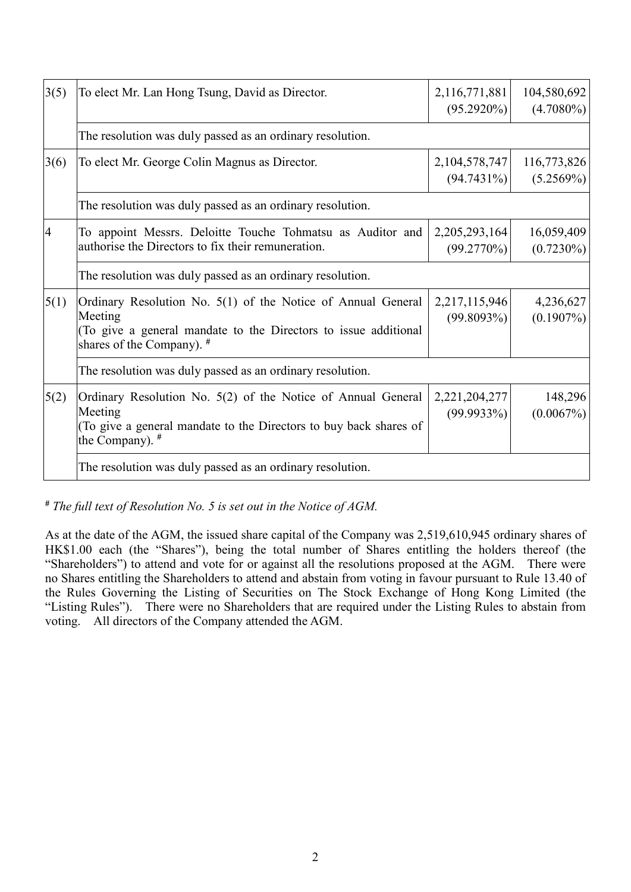| | | | |
|---|---|---|---|
| 3(5) | To elect Mr. Lan Hong Tsung, David as Director. | 2,116,771,881 (95.2920%) | 104,580,692 (4.7080%) |
| | The resolution was duly passed as an ordinary resolution. | | |
| 3(6) | To elect Mr. George Colin Magnus as Director. | 2,104,578,747 (94.7431%) | 116,773,826 (5.2569%) |
| | The resolution was duly passed as an ordinary resolution. | | |
| 4 | To appoint Messrs. Deloitte Touche Tohmatsu as Auditor and authorise the Directors to fix their remuneration. | 2,205,293,164 (99.2770%) | 16,059,409 (0.7230%) |
| | The resolution was duly passed as an ordinary resolution. | | |
| 5(1) | Ordinary Resolution No. 5(1) of the Notice of Annual General Meeting (To give a general mandate to the Directors to issue additional shares of the Company). # | 2,217,115,946 (99.8093%) | 4,236,627 (0.1907%) |
| | The resolution was duly passed as an ordinary resolution. | | |
| 5(2) | Ordinary Resolution No. 5(2) of the Notice of Annual General Meeting (To give a general mandate to the Directors to buy back shares of the Company). # | 2,221,204,277 (99.9933%) | 148,296 (0.0067%) |
| | The resolution was duly passed as an ordinary resolution. | | |

# *The full text of Resolution No. 5 is set out in the Notice of AGM.*

As at the date of the AGM, the issued share capital of the Company was 2,519,610,945 ordinary shares of HK$1.00 each (the "Shares"), being the total number of Shares entitling the holders thereof (the "Shareholders") to attend and vote for or against all the resolutions proposed at the AGM. There were no Shares entitling the Shareholders to attend and abstain from voting in favour pursuant to Rule 13.40 of the Rules Governing the Listing of Securities on The Stock Exchange of Hong Kong Limited (the "Listing Rules"). There were no Shareholders that are required under the Listing Rules to abstain from voting. All directors of the Company attended the AGM.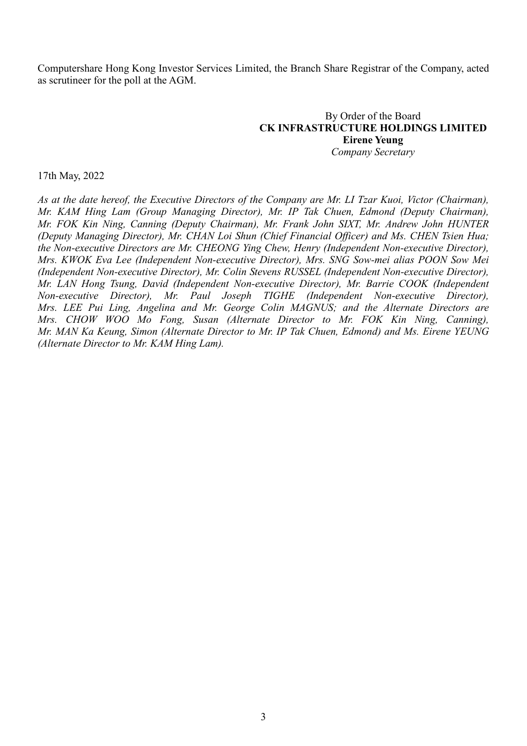Computershare Hong Kong Investor Services Limited, the Branch Share Registrar of the Company, acted as scrutineer for the poll at the AGM.

By Order of the Board
**CK INFRASTRUCTURE HOLDINGS LIMITED**
**Eirene Yeung**
*Company Secretary*

17th May, 2022

*As at the date hereof, the Executive Directors of the Company are Mr. LI Tzar Kuoi, Victor (Chairman), Mr. KAM Hing Lam (Group Managing Director), Mr. IP Tak Chuen, Edmond (Deputy Chairman), Mr. FOK Kin Ning, Canning (Deputy Chairman), Mr. Frank John SIXT, Mr. Andrew John HUNTER (Deputy Managing Director), Mr. CHAN Loi Shun (Chief Financial Officer) and Ms. CHEN Tsien Hua; the Non-executive Directors are Mr. CHEONG Ying Chew, Henry (Independent Non-executive Director), Mrs. KWOK Eva Lee (Independent Non-executive Director), Mrs. SNG Sow-mei alias POON Sow Mei (Independent Non-executive Director), Mr. Colin Stevens RUSSEL (Independent Non-executive Director), Mr. LAN Hong Tsung, David (Independent Non-executive Director), Mr. Barrie COOK (Independent Non-executive Director), Mr. Paul Joseph TIGHE (Independent Non-executive Director), Mrs. LEE Pui Ling, Angelina and Mr. George Colin MAGNUS; and the Alternate Directors are Mrs. CHOW WOO Mo Fong, Susan (Alternate Director to Mr. FOK Kin Ning, Canning), Mr. MAN Ka Keung, Simon (Alternate Director to Mr. IP Tak Chuen, Edmond) and Ms. Eirene YEUNG (Alternate Director to Mr. KAM Hing Lam).*